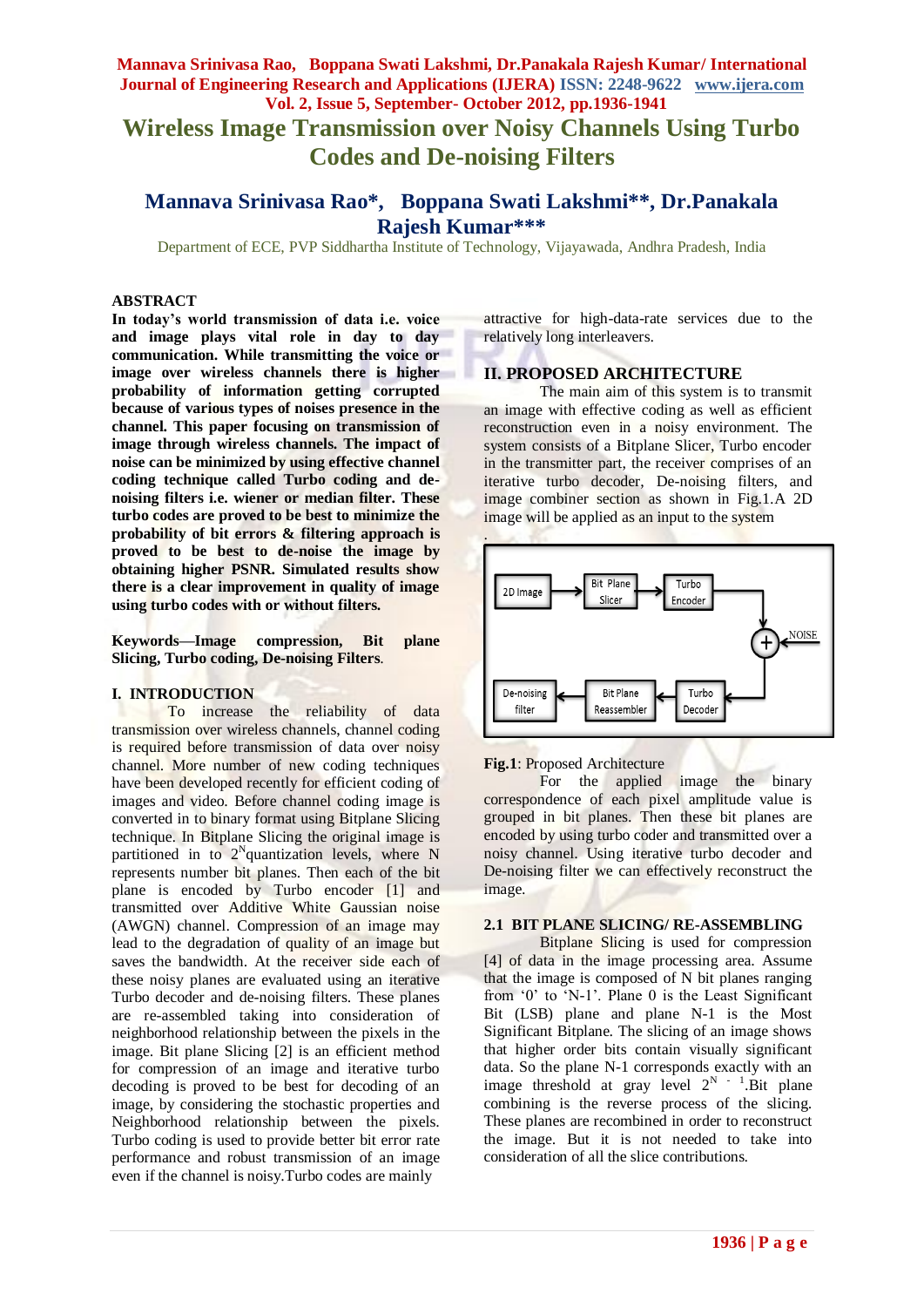# Wireless Image Transmission over Noisy Channels Using Turbo Codes and De-noising Filters

## Mannava Srinivasa Rao*, Boppana Swati Lakshmi**, Dr.Panakala Rajesh Kumar***

Department of ECE, PVP Siddhartha Institute of Technology, Vijayawada, Andhra Pradesh, India

### ABSTRACT

**In today's world transmission of data i.e. voice and image plays vital role in day to day communication. While transmitting the voice or image over wireless channels there is higher probability of information getting corrupted because of various types of noises presence in the channel. This paper focusing on transmission of image through wireless channels. The impact of noise can be minimized by using effective channel coding technique called Turbo coding and de-noising filters i.e. wiener or median filter. These turbo codes are proved to be best to minimize the probability of bit errors & filtering approach is proved to be best to de-noise the image by obtaining higher PSNR. Simulated results show there is a clear improvement in quality of image using turbo codes with or without filters.**

**Keywords—Image compression, Bit plane Slicing, Turbo coding, De-noising Filters**.

## I. INTRODUCTION

To increase the reliability of data transmission over wireless channels, channel coding is required before transmission of data over noisy channel. More number of new coding techniques have been developed recently for efficient coding of images and video. Before channel coding image is converted in to binary format using Bitplane Slicing technique. In Bitplane Slicing the original image is partitioned in to $2^N$ quantization levels, where N represents number bit planes. Then each of the bit plane is encoded by Turbo encoder [1] and transmitted over Additive White Gaussian noise (AWGN) channel. Compression of an image may lead to the degradation of quality of an image but saves the bandwidth. At the receiver side each of these noisy planes are evaluated using an iterative Turbo decoder and de-noising filters. These planes are re-assembled taking into consideration of neighborhood relationship between the pixels in the image. Bit plane Slicing [2] is an efficient method for compression of an image and iterative turbo decoding is proved to be best for decoding of an image, by considering the stochastic properties and Neighborhood relationship between the pixels. Turbo coding is used to provide better bit error rate performance and robust transmission of an image even if the channel is noisy.Turbo codes are mainly attractive for high-data-rate services due to the relatively long interleavers.

## II. PROPOSED ARCHITECTURE

The main aim of this system is to transmit an image with effective coding as well as efficient reconstruction even in a noisy environment. The system consists of a Bitplane Slicer, Turbo encoder in the transmitter part, the receiver comprises of an iterative turbo decoder, De-noising filters, and image combiner section as shown in Fig.1.A 2D image will be applied as an input to the system

.

| 2D Image → Bit Plane Slicer → Turbo Encoder → (+ NOISE) → Turbo Decoder → Bit Plane Reassembler → De-noising filter |
|---|

**Fig.1**: Proposed Architecture

For the applied image the binary correspondence of each pixel amplitude value is grouped in bit planes. Then these bit planes are encoded by using turbo coder and transmitted over a noisy channel. Using iterative turbo decoder and De-noising filter we can effectively reconstruct the image.

### 2.1 BIT PLANE SLICING/ RE-ASSEMBLING

Bitplane Slicing is used for compression [4] of data in the image processing area. Assume that the image is composed of N bit planes ranging from '0' to 'N-1'. Plane 0 is the Least Significant Bit (LSB) plane and plane N-1 is the Most Significant Bitplane. The slicing of an image shows that higher order bits contain visually significant data. So the plane N-1 corresponds exactly with an image threshold at gray level $2^{N-1}$.Bit plane combining is the reverse process of the slicing. These planes are recombined in order to reconstruct the image. But it is not needed to take into consideration of all the slice contributions.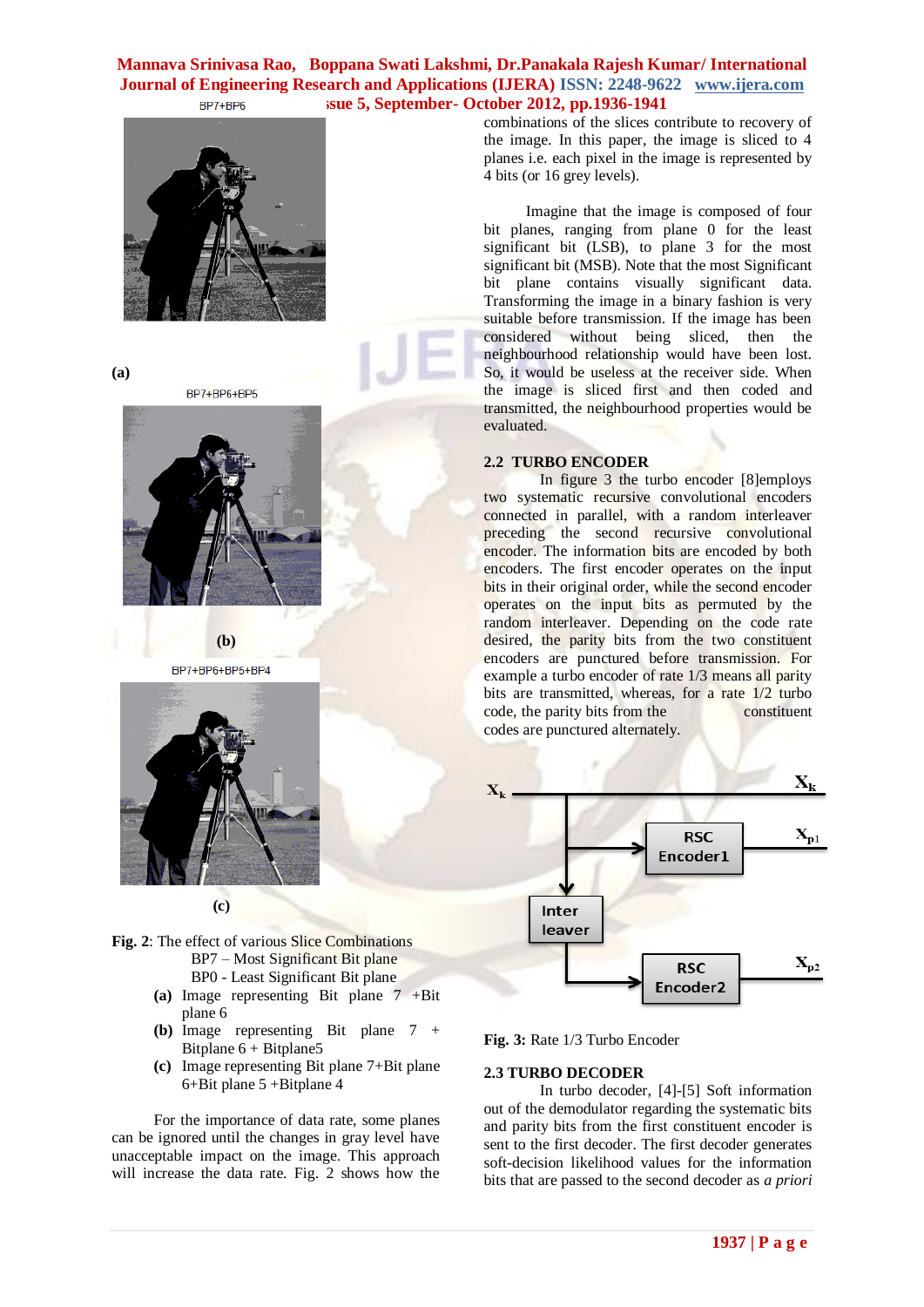BP7+BP6

(a)

BP7+BP6+BP5

(b)

BP7+BP6+BP5+BP4

(c)

**Fig. 2**: The effect of various Slice Combinations
BP7 – Most Significant Bit plane
BP0 - Least Significant Bit plane

- **(a)** Image representing Bit plane 7 +Bit plane 6
- **(b)** Image representing Bit plane 7 + Bitplane 6 + Bitplane5
- **(c)** Image representing Bit plane 7+Bit plane 6+Bit plane 5 +Bitplane 4

For the importance of data rate, some planes can be ignored until the changes in gray level have unacceptable impact on the image. This approach will increase the data rate. Fig. 2 shows how the combinations of the slices contribute to recovery of the image. In this paper, the image is sliced to 4 planes i.e. each pixel in the image is represented by 4 bits (or 16 grey levels).

Imagine that the image is composed of four bit planes, ranging from plane 0 for the least significant bit (LSB), to plane 3 for the most significant bit (MSB). Note that the most Significant bit plane contains visually significant data. Transforming the image in a binary fashion is very suitable before transmission. If the image has been considered without being sliced, then the neighbourhood relationship would have been lost. So, it would be useless at the receiver side. When the image is sliced first and then coded and transmitted, the neighbourhood properties would be evaluated.

### 2.2 TURBO ENCODER

In figure 3 the turbo encoder [8]employs two systematic recursive convolutional encoders connected in parallel, with a random interleaver preceding the second recursive convolutional encoder. The information bits are encoded by both encoders. The first encoder operates on the input bits in their original order, while the second encoder operates on the input bits as permuted by the random interleaver. Depending on the code rate desired, the parity bits from the two constituent encoders are punctured before transmission. For example a turbo encoder of rate 1/3 means all parity bits are transmitted, whereas, for a rate 1/2 turbo code, the parity bits from the constituent codes are punctured alternately.

$X_k$ | $X_k$ | RSC Encoder1 | $X_{p1}$ | Inter leaver | RSC Encoder2 | $X_{p2}$

**Fig. 3:** Rate 1/3 Turbo Encoder

### 2.3 TURBO DECODER

In turbo decoder, [4]-[5] Soft information out of the demodulator regarding the systematic bits and parity bits from the first constituent encoder is sent to the first decoder. The first decoder generates soft-decision likelihood values for the information bits that are passed to the second decoder as *a priori*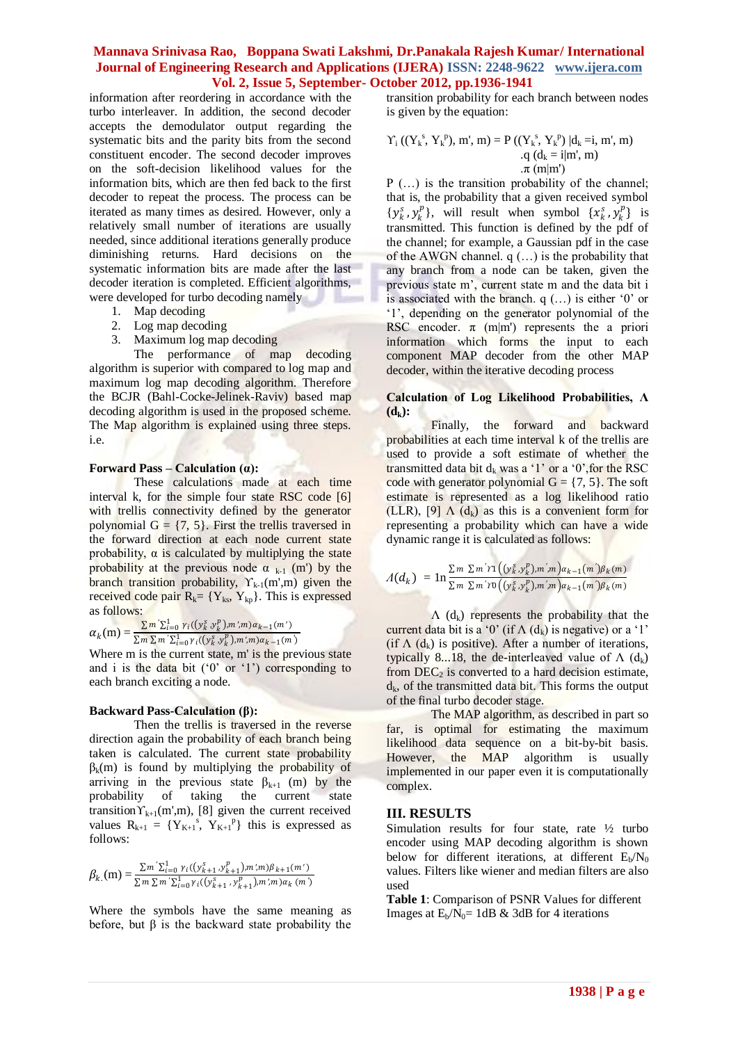information after reordering in accordance with the turbo interleaver. In addition, the second decoder accepts the demodulator output regarding the systematic bits and the parity bits from the second constituent encoder. The second decoder improves on the soft-decision likelihood values for the information bits, which are then fed back to the first decoder to repeat the process. The process can be iterated as many times as desired. However, only a relatively small number of iterations are usually needed, since additional iterations generally produce diminishing returns. Hard decisions on the systematic information bits are made after the last decoder iteration is completed. Efficient algorithms, were developed for turbo decoding namely

1. Map decoding
2. Log map decoding
3. Maximum log map decoding

The performance of map decoding algorithm is superior with compared to log map and maximum log map decoding algorithm. Therefore the BCJR (Bahl-Cocke-Jelinek-Raviv) based map decoding algorithm is used in the proposed scheme. The Map algorithm is explained using three steps. i.e.

**Forward Pass – Calculation (α):**

These calculations made at each time interval k, for the simple four state RSC code [6] with trellis connectivity defined by the generator polynomial G = {7, 5}. First the trellis traversed in the forward direction at each node current state probability, α is calculated by multiplying the state probability at the previous node $\alpha_{k-1}$ (m') by the branch transition probability, $\Upsilon_{k-1}(m',m)$ given the received code pair $R_k = \{Y_{ks}, Y_{kp}\}$. This is expressed as follows:

$$\alpha_k(\mathrm{m}) = \frac{\sum m' \sum_{i=0}^{1} \gamma_i((y_k^s, y_k^p), m', m)\alpha_{k-1}(m')}{\sum m \sum m' \sum_{i=0}^{1} \gamma_i((y_k^s, y_k^p), m', m)\alpha_{k-1}(m')}$$

Where m is the current state, m' is the previous state and i is the data bit ('0' or '1') corresponding to each branch exciting a node.

**Backward Pass-Calculation (β):**

Then the trellis is traversed in the reverse direction again the probability of each branch being taken is calculated. The current state probability $\beta_k(m)$ is found by multiplying the probability of arriving in the previous state $\beta_{k+1}$ (m) by the probability of taking the current state transition $\Upsilon_{k+1}(m',m)$, [8] given the current received values $R_{k+1} = \{Y_{K+1}^s, Y_{K+1}^p\}$ this is expressed as follows:

$$\beta_{k.}(\mathrm{m}) = \frac{\sum m' \sum_{i=0}^{1} \gamma_i((y_{k+1}^s, y_{k+1}^p), m', m)\beta_{k+1}(m')}{\sum m \sum m' \sum_{i=0}^{1} \gamma_i((y_{k+1}^s, y_{k+1}^p), m', m)\alpha_k(m')}$$

Where the symbols have the same meaning as before, but β is the backward state probability the transition probability for each branch between nodes is given by the equation:

$$\Upsilon_i((Y_k^s, Y_k^p), m', m) = P((Y_k^s, Y_k^p) \,|\, d_k = i, m', m) \cdot q(d_k = i|m', m) \cdot \pi(m|m')$$

P (…) is the transition probability of the channel; that is, the probability that a given received symbol $\{y_k^s, y_k^p\}$, will result when symbol $\{x_k^s, y_k^p\}$ is transmitted. This function is defined by the pdf of the channel; for example, a Gaussian pdf in the case of the AWGN channel. q (…) is the probability that any branch from a node can be taken, given the previous state m', current state m and the data bit i is associated with the branch. q (…) is either '0' or '1', depending on the generator polynomial of the RSC encoder. π (m|m') represents the a priori information which forms the input to each component MAP decoder from the other MAP decoder, within the iterative decoding process

**Calculation of Log Likelihood Probabilities, Λ ($d_k$):**

Finally, the forward and backward probabilities at each time interval k of the trellis are used to provide a soft estimate of whether the transmitted data bit $d_k$ was a '1' or a '0',for the RSC code with generator polynomial G = {7, 5}. The soft estimate is represented as a log likelihood ratio (LLR), [9] Λ ($d_k$) as this is a convenient form for representing a probability which can have a wide dynamic range it is calculated as follows:

$$\Lambda(d_k) = \ln \frac{\sum m \sum m' \gamma 1\left((y_k^s, y_k^p), m', m\right)\alpha_{k-1}(m')\beta_k(m)}{\sum m \sum m' \gamma 0\left((y_k^s, y_k^p), m', m\right)\alpha_{k-1}(m')\beta_k(m)}$$

Λ ($d_k$) represents the probability that the current data bit is a '0' (if Λ ($d_k$) is negative) or a '1' (if Λ ($d_k$) is positive). After a number of iterations, typically 8...18, the de-interleaved value of Λ ($d_k$) from $DEC_2$ is converted to a hard decision estimate, $d_k$, of the transmitted data bit. This forms the output of the final turbo decoder stage.

The MAP algorithm, as described in part so far, is optimal for estimating the maximum likelihood data sequence on a bit-by-bit basis. However, the MAP algorithm is usually implemented in our paper even it is computationally complex.

## III. RESULTS

Simulation results for four state, rate ½ turbo encoder using MAP decoding algorithm is shown below for different iterations, at different $E_b/N_0$ values. Filters like wiener and median filters are also used

**Table 1**: Comparison of PSNR Values for different Images at $E_b/N_0$= 1dB & 3dB for 4 iterations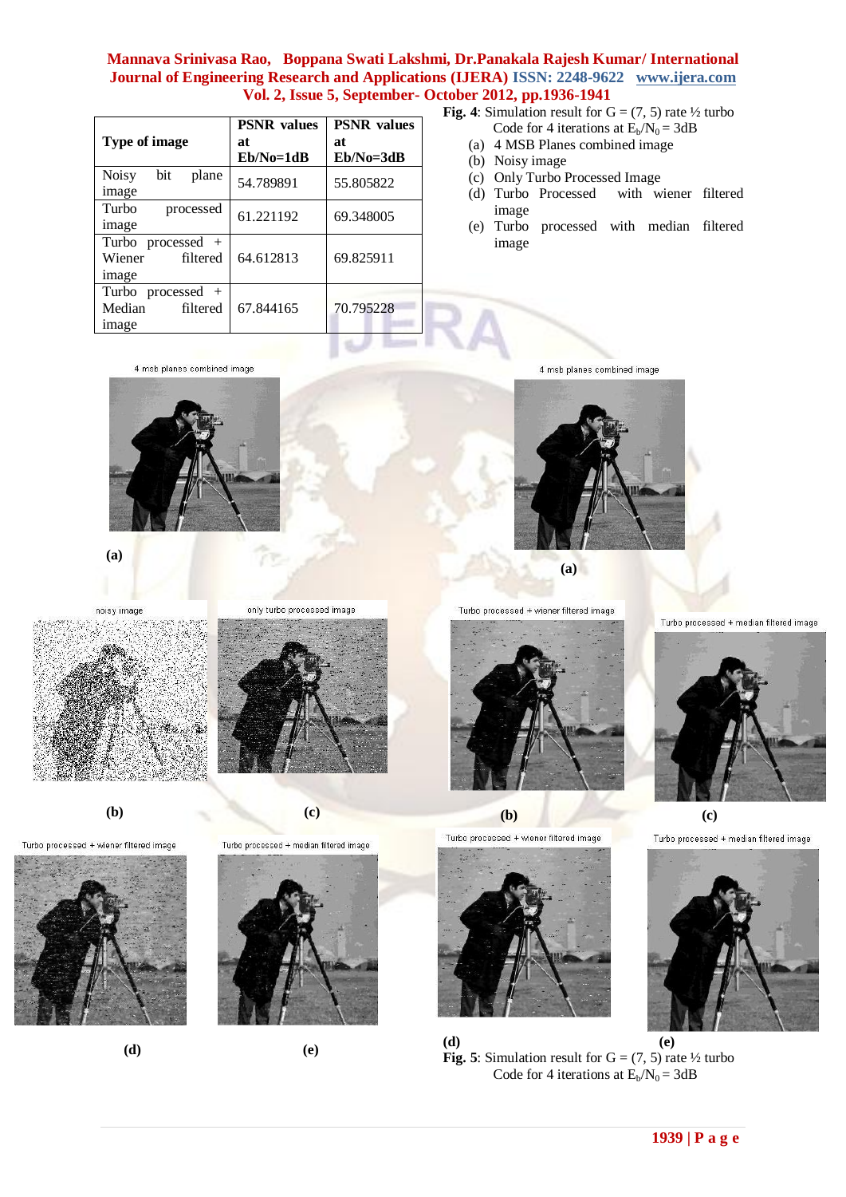| Type of image | PSNR values at Eb/No=1dB | PSNR values at Eb/No=3dB |
|---|---|---|
| Noisy bit plane image | 54.789891 | 55.805822 |
| Turbo processed image | 61.221192 | 69.348005 |
| Turbo processed + Wiener filtered image | 64.612813 | 69.825911 |
| Turbo processed + Median filtered image | 67.844165 | 70.795228 |

4 msb planes combined image

(a)

noisy image

only turbo processed image

(b) (c)

Turbo processed + wiener filtered image

Turbo processed + median filtered image

(d) (e)

**Fig. 4**: Simulation result for G = (7, 5) rate ½ turbo Code for 4 iterations at $E_b/N_0 = 3$dB

(a) 4 MSB Planes combined image
(b) Noisy image
(c) Only Turbo Processed Image
(d) Turbo Processed with wiener filtered image
(e) Turbo processed with median filtered image

4 msb planes combined image

(a)

Turbo processed + wiener filtered image

Turbo processed + median filtered image

(b) (c)

Turbo processed + wiener filtered image

Turbo processed + median filtered image

(d) (e)

**Fig. 5**: Simulation result for G = (7, 5) rate ½ turbo Code for 4 iterations at $E_b/N_0 = 3$dB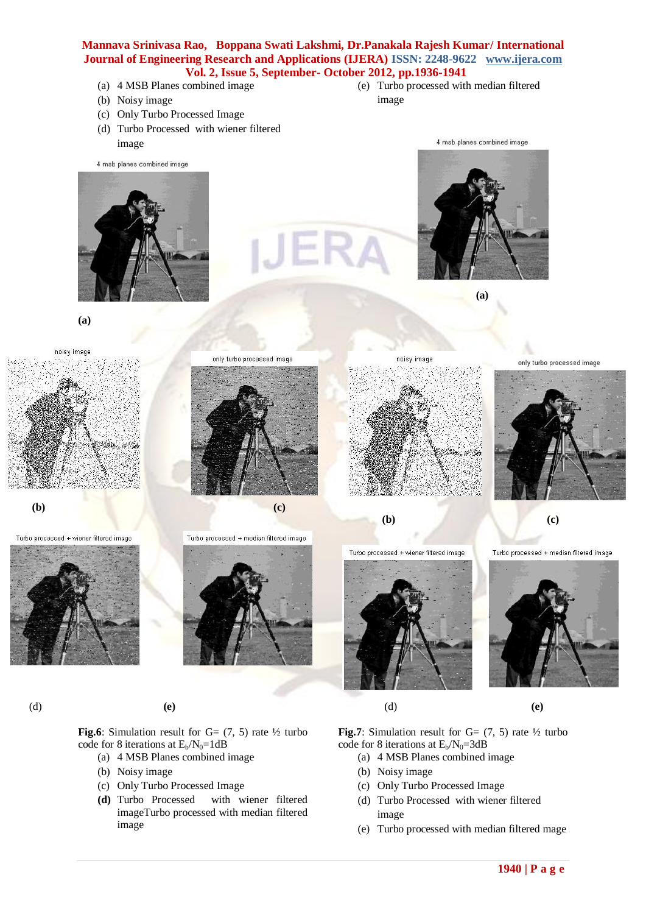(a) 4 MSB Planes combined image
(b) Noisy image
(c) Only Turbo Processed Image
(d) Turbo Processed with wiener filtered image
(e) Turbo processed with median filtered image

**Fig.6**: Simulation result for G= (7, 5) rate ½ turbo code for 8 iterations at $E_b/N_0$=1dB

(a) 4 MSB Planes combined image
(b) Noisy image
(c) Only Turbo Processed Image
**(d)** Turbo Processed with wiener filtered imageTurbo processed with median filtered image

**Fig.7**: Simulation result for G= (7, 5) rate ½ turbo code for 8 iterations at $E_b/N_0$=3dB

(a) 4 MSB Planes combined image
(b) Noisy image
(c) Only Turbo Processed Image
(d) Turbo Processed with wiener filtered image
(e) Turbo processed with median filtered mage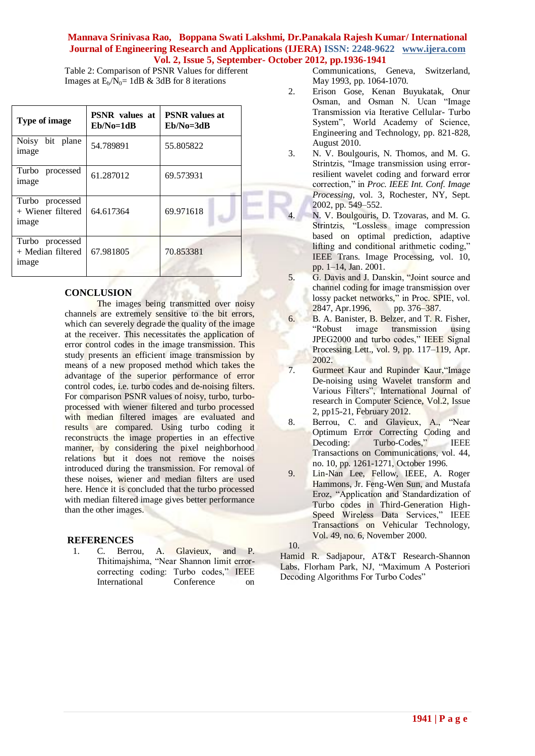Table 2: Comparison of PSNR Values for different Images at $E_b/N_0$= 1dB & 3dB for 8 iterations

| Type of image | PSNR values at Eb/No=1dB | PSNR values at Eb/No=3dB |
|---|---|---|
| Noisy bit plane image | 54.789891 | 55.805822 |
| Turbo processed image | 61.287012 | 69.573931 |
| Turbo processed + Wiener filtered image | 64.617364 | 69.971618 |
| Turbo processed + Median filtered image | 67.981805 | 70.853381 |

## CONCLUSION

The images being transmitted over noisy channels are extremely sensitive to the bit errors, which can severely degrade the quality of the image at the receiver. This necessitates the application of error control codes in the image transmission. This study presents an efficient image transmission by means of a new proposed method which takes the advantage of the superior performance of error control codes, i.e. turbo codes and de-noising filters. For comparison PSNR values of noisy, turbo, turbo-processed with wiener filtered and turbo processed with median filtered images are evaluated and results are compared. Using turbo coding it reconstructs the image properties in an effective manner, by considering the pixel neighborhood relations but it does not remove the noises introduced during the transmission. For removal of these noises, wiener and median filters are used here. Hence it is concluded that the turbo processed with median filtered image gives better performance than the other images.

## REFERENCES

1. C. Berrou, A. Glavieux, and P. Thitimajshima, "Near Shannon limit error-correcting coding: Turbo codes," IEEE International Conference on Communications, Geneva, Switzerland, May 1993, pp. 1064-1070.
2. Erison Gose, Kenan Buyukatak, Onur Osman, and Osman N. Ucan "Image Transmission via Iterative Cellular- Turbo System", World Academy of Science, Engineering and Technology, pp. 821-828, August 2010.
3. N. V. Boulgouris, N. Thomos, and M. G. Strintzis, "Image transmission using error-resilient wavelet coding and forward error correction," in *Proc. IEEE Int. Conf. Image Processing*, vol. 3, Rochester, NY, Sept. 2002, pp. 549–552.
4. N. V. Boulgouris, D. Tzovaras, and M. G. Strintzis, "Lossless image compression based on optimal prediction, adaptive lifting and conditional arithmetic coding," IEEE Trans. Image Processing, vol. 10, pp. 1–14, Jan. 2001.
5. G. Davis and J. Danskin, "Joint source and channel coding for image transmission over lossy packet networks," in Proc. SPIE, vol. 2847, Apr.1996, pp. 376–387.
6. B. A. Banister, B. Belzer, and T. R. Fisher, "Robust image transmission using JPEG2000 and turbo codes," IEEE Signal Processing Lett., vol. 9, pp. 117–119, Apr. 2002.
7. Gurmeet Kaur and Rupinder Kaur,"Image De-noising using Wavelet transform and Various Filters", International Journal of research in Computer Science, Vol.2, Issue 2, pp15-21, February 2012.
8. Berrou, C. and Glavieux, A., "Near Optimum Error Correcting Coding and Decoding: Turbo-Codes," IEEE Transactions on Communications, vol. 44, no. 10, pp. 1261-1271, October 1996.
9. Lin-Nan Lee, Fellow, IEEE, A. Roger Hammons, Jr. Feng-Wen Sun, and Mustafa Eroz, "Application and Standardization of Turbo codes in Third-Generation High-Speed Wireless Data Services," IEEE Transactions on Vehicular Technology, Vol. 49, no. 6, November 2000.
10. Hamid R. Sadjapour, AT&T Research-Shannon Labs, Florham Park, NJ, "Maximum A Posteriori Decoding Algorithms For Turbo Codes"